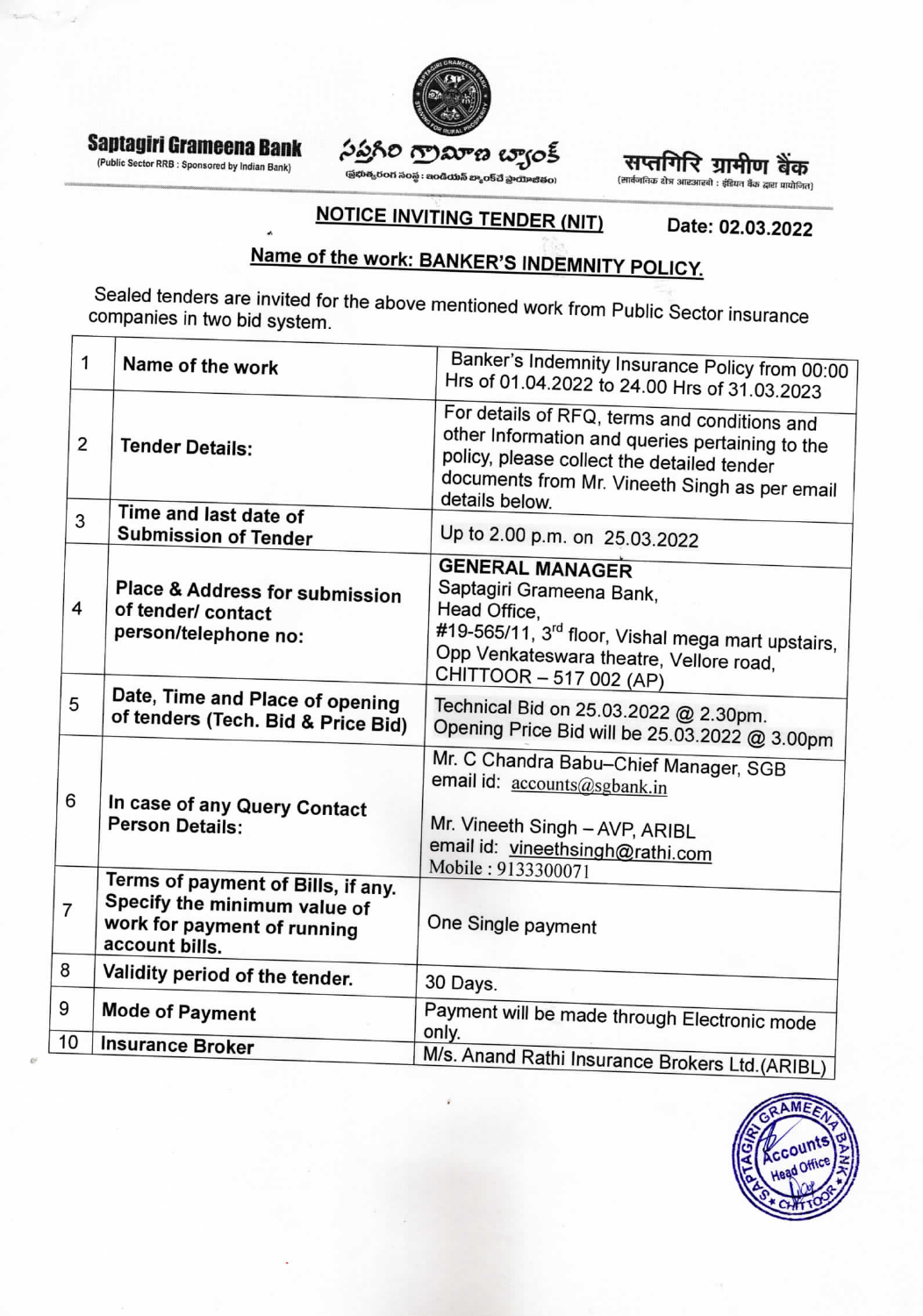**Saptagiri Grameena Bank**
(Public Sector RRB : Sponsored by Indian Bank)

సప్తగిరి గ్రామీణ బ్యాంక్
(ప్రభుత్వరంగ సంస్థ : ఇండియన్ బ్యాంక్ ప్రాయోజితం)

सप्तगिरि ग्रामीण बैंक
(सार्वजनिक क्षेत्र आरआरबी : इंडियन बैंक द्वारा प्रायोजित)

## NOTICE INVITING TENDER (NIT)

**Date: 02.03.2022**

### Name of the work: BANKER'S INDEMNITY POLICY.

Sealed tenders are invited for the above mentioned work from Public Sector insurance companies in two bid system.

| | | |
|---|---|---|
| 1 | **Name of the work** | Banker's Indemnity Insurance Policy from 00:00 Hrs of 01.04.2022 to 24.00 Hrs of 31.03.2023 |
| 2 | **Tender Details:** | For details of RFQ, terms and conditions and other Information and queries pertaining to the policy, please collect the detailed tender documents from Mr. Vineeth Singh as per email details below. |
| 3 | **Time and last date of Submission of Tender** | Up to 2.00 p.m. on 25.03.2022 |
| 4 | **Place & Address for submission of tender/ contact person/telephone no:** | **GENERAL MANAGER**<br>Saptagiri Grameena Bank,<br>Head Office,<br>#19-565/11, 3rd floor, Vishal mega mart upstairs,<br>Opp Venkateswara theatre, Vellore road,<br>CHITTOOR – 517 002 (AP) |
| 5 | **Date, Time and Place of opening of tenders (Tech. Bid & Price Bid)** | Technical Bid on 25.03.2022 @ 2.30pm.<br>Opening Price Bid will be 25.03.2022 @ 3.00pm |
| 6 | **In case of any Query Contact Person Details:** | Mr. C Chandra Babu–Chief Manager, SGB<br>email id: accounts@sgbank.in<br><br>Mr. Vineeth Singh – AVP, ARIBL<br>email id: vineethsingh@rathi.com<br>Mobile : 9133300071 |
| 7 | **Terms of payment of Bills, if any. Specify the minimum value of work for payment of running account bills.** | One Single payment |
| 8 | **Validity period of the tender.** | 30 Days. |
| 9 | **Mode of Payment** | Payment will be made through Electronic mode only. |
| 10 | **Insurance Broker** | M/s. Anand Rathi Insurance Brokers Ltd.(ARIBL) |

SAPTAGIRI GRAMEENA BANK
Accounts
Head Office
CHITTOOR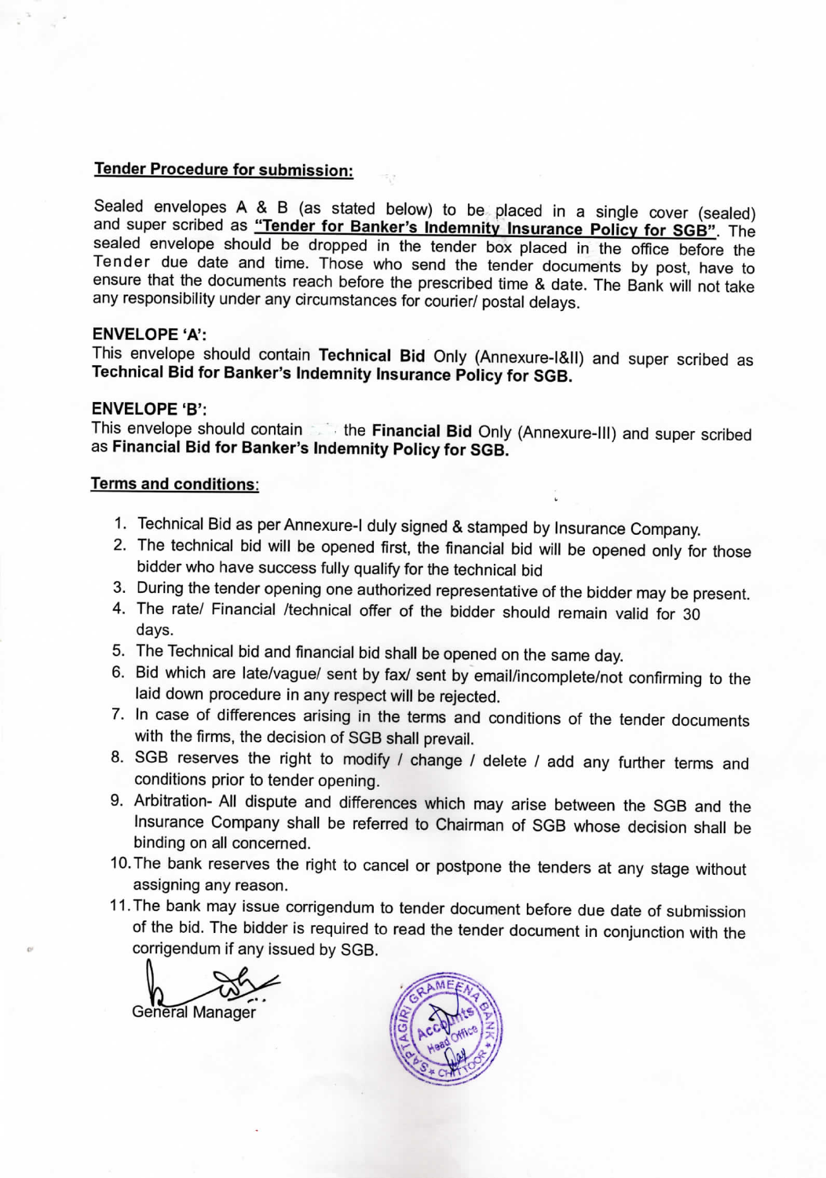## Tender Procedure for submission:

Sealed envelopes A & B (as stated below) to be placed in a single cover (sealed) and super scribed as **"Tender for Banker's Indemnity Insurance Policy for SGB"**. The sealed envelope should be dropped in the tender box placed in the office before the Tender due date and time. Those who send the tender documents by post, have to ensure that the documents reach before the prescribed time & date. The Bank will not take any responsibility under any circumstances for courier/ postal delays.

**ENVELOPE 'A':**

This envelope should contain **Technical Bid** Only (Annexure-I&II) and super scribed as **Technical Bid for Banker's Indemnity Insurance Policy for SGB.**

**ENVELOPE 'B':**

This envelope should contain the **Financial Bid** Only (Annexure-III) and super scribed as **Financial Bid for Banker's Indemnity Policy for SGB.**

## Terms and conditions:

1. Technical Bid as per Annexure-I duly signed & stamped by Insurance Company.
2. The technical bid will be opened first, the financial bid will be opened only for those bidder who have success fully qualify for the technical bid
3. During the tender opening one authorized representative of the bidder may be present.
4. The rate/ Financial /technical offer of the bidder should remain valid for 30 days.
5. The Technical bid and financial bid shall be opened on the same day.
6. Bid which are late/vague/ sent by fax/ sent by email/incomplete/not confirming to the laid down procedure in any respect will be rejected.
7. In case of differences arising in the terms and conditions of the tender documents with the firms, the decision of SGB shall prevail.
8. SGB reserves the right to modify / change / delete / add any further terms and conditions prior to tender opening.
9. Arbitration- All dispute and differences which may arise between the SGB and the Insurance Company shall be referred to Chairman of SGB whose decision shall be binding on all concerned.
10. The bank reserves the right to cancel or postpone the tenders at any stage without assigning any reason.
11. The bank may issue corrigendum to tender document before due date of submission of the bid. The bidder is required to read the tender document in conjunction with the corrigendum if any issued by SGB.

General Manager

SAPTAGIRI GRAMEENA BANK
Accounts
Head Office
CHITTOOR